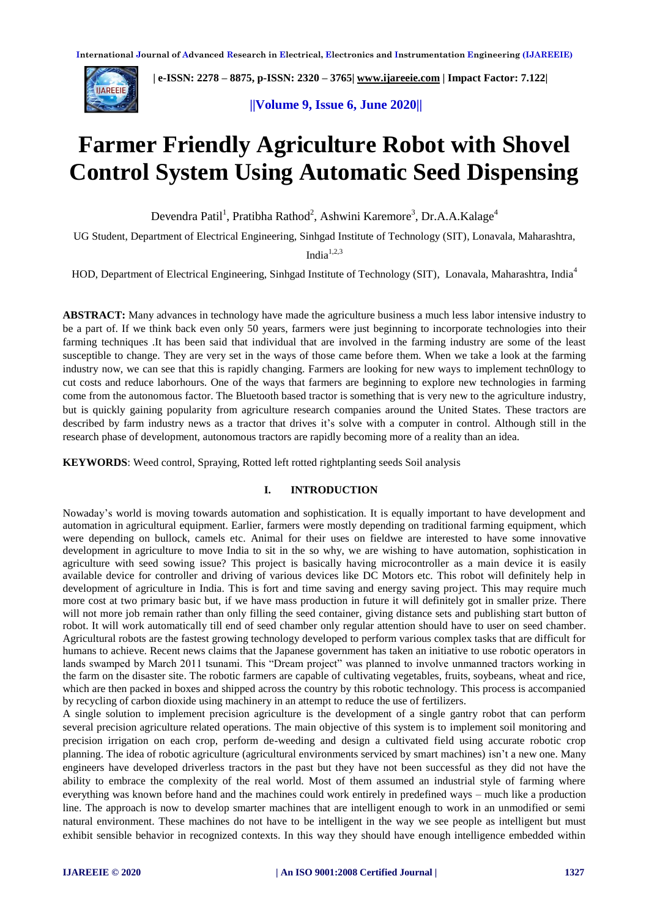# Farmer Friendly Agriculture Robot with Shovel Control System Using Automatic Seed Dispensing

Devendra Patil[1], Pratibha Rathod[2], Ashwini Karemore[3], Dr.A.A.Kalage[4]

UG Student, Department of Electrical Engineering, Sinhgad Institute of Technology (SIT), Lonavala, Maharashtra, India[1,2,3]

HOD, Department of Electrical Engineering, Sinhgad Institute of Technology (SIT), Lonavala, Maharashtra, India[4]

**ABSTRACT:** Many advances in technology have made the agriculture business a much less labor intensive industry to be a part of. If we think back even only 50 years, farmers were just beginning to incorporate technologies into their farming techniques .It has been said that individual that are involved in the farming industry are some of the least susceptible to change. They are very set in the ways of those came before them. When we take a look at the farming industry now, we can see that this is rapidly changing. Farmers are looking for new ways to implement techn0logy to cut costs and reduce laborhours. One of the ways that farmers are beginning to explore new technologies in farming come from the autonomous factor. The Bluetooth based tractor is something that is very new to the agriculture industry, but is quickly gaining popularity from agriculture research companies around the United States. These tractors are described by farm industry news as a tractor that drives it's solve with a computer in control. Although still in the research phase of development, autonomous tractors are rapidly becoming more of a reality than an idea.

**KEYWORDS**: Weed control, Spraying, Rotted left rotted rightplanting seeds Soil analysis

## I. INTRODUCTION

Nowaday's world is moving towards automation and sophistication. It is equally important to have development and automation in agricultural equipment. Earlier, farmers were mostly depending on traditional farming equipment, which were depending on bullock, camels etc. Animal for their uses on fieldwe are interested to have some innovative development in agriculture to move India to sit in the so why, we are wishing to have automation, sophistication in agriculture with seed sowing issue? This project is basically having microcontroller as a main device it is easily available device for controller and driving of various devices like DC Motors etc. This robot will definitely help in development of agriculture in India. This is fort and time saving and energy saving project. This may require much more cost at two primary basic but, if we have mass production in future it will definitely got in smaller prize. There will not more job remain rather than only filling the seed container, giving distance sets and publishing start button of robot. It will work automatically till end of seed chamber only regular attention should have to user on seed chamber. Agricultural robots are the fastest growing technology developed to perform various complex tasks that are difficult for humans to achieve. Recent news claims that the Japanese government has taken an initiative to use robotic operators in lands swamped by March 2011 tsunami. This "Dream project" was planned to involve unmanned tractors working in the farm on the disaster site. The robotic farmers are capable of cultivating vegetables, fruits, soybeans, wheat and rice, which are then packed in boxes and shipped across the country by this robotic technology. This process is accompanied by recycling of carbon dioxide using machinery in an attempt to reduce the use of fertilizers.

A single solution to implement precision agriculture is the development of a single gantry robot that can perform several precision agriculture related operations. The main objective of this system is to implement soil monitoring and precision irrigation on each crop, perform de-weeding and design a cultivated field using accurate robotic crop planning. The idea of robotic agriculture (agricultural environments serviced by smart machines) isn't a new one. Many engineers have developed driverless tractors in the past but they have not been successful as they did not have the ability to embrace the complexity of the real world. Most of them assumed an industrial style of farming where everything was known before hand and the machines could work entirely in predefined ways – much like a production line. The approach is now to develop smarter machines that are intelligent enough to work in an unmodified or semi natural environment. These machines do not have to be intelligent in the way we see people as intelligent but must exhibit sensible behavior in recognized contexts. In this way they should have enough intelligence embedded within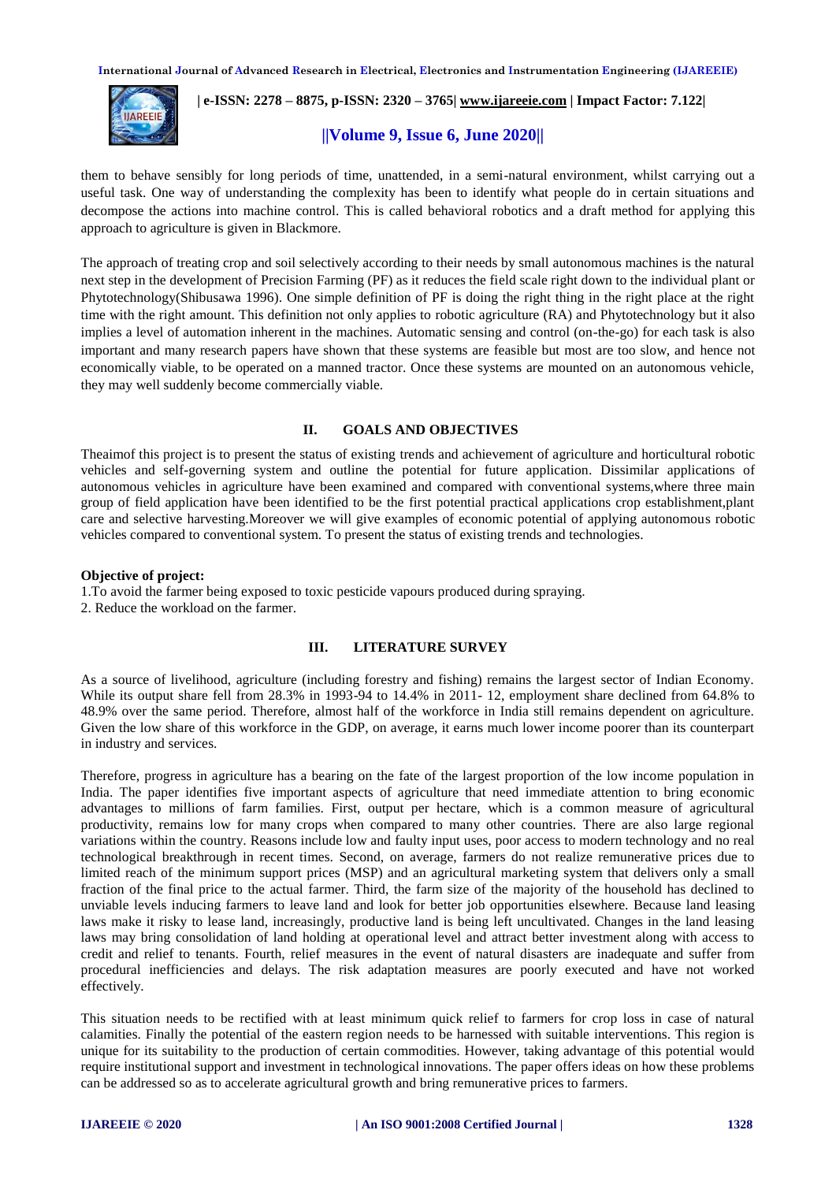them to behave sensibly for long periods of time, unattended, in a semi-natural environment, whilst carrying out a useful task. One way of understanding the complexity has been to identify what people do in certain situations and decompose the actions into machine control. This is called behavioral robotics and a draft method for applying this approach to agriculture is given in Blackmore.

The approach of treating crop and soil selectively according to their needs by small autonomous machines is the natural next step in the development of Precision Farming (PF) as it reduces the field scale right down to the individual plant or Phytotechnology(Shibusawa 1996). One simple definition of PF is doing the right thing in the right place at the right time with the right amount. This definition not only applies to robotic agriculture (RA) and Phytotechnology but it also implies a level of automation inherent in the machines. Automatic sensing and control (on-the-go) for each task is also important and many research papers have shown that these systems are feasible but most are too slow, and hence not economically viable, to be operated on a manned tractor. Once these systems are mounted on an autonomous vehicle, they may well suddenly become commercially viable.

## II. GOALS AND OBJECTIVES

Theaimof this project is to present the status of existing trends and achievement of agriculture and horticultural robotic vehicles and self-governing system and outline the potential for future application. Dissimilar applications of autonomous vehicles in agriculture have been examined and compared with conventional systems,where three main group of field application have been identified to be the first potential practical applications crop establishment,plant care and selective harvesting.Moreover we will give examples of economic potential of applying autonomous robotic vehicles compared to conventional system. To present the status of existing trends and technologies.

**Objective of project:**

1.To avoid the farmer being exposed to toxic pesticide vapours produced during spraying.
2. Reduce the workload on the farmer.

## III. LITERATURE SURVEY

As a source of livelihood, agriculture (including forestry and fishing) remains the largest sector of Indian Economy. While its output share fell from 28.3% in 1993-94 to 14.4% in 2011- 12, employment share declined from 64.8% to 48.9% over the same period. Therefore, almost half of the workforce in India still remains dependent on agriculture. Given the low share of this workforce in the GDP, on average, it earns much lower income poorer than its counterpart in industry and services.

Therefore, progress in agriculture has a bearing on the fate of the largest proportion of the low income population in India. The paper identifies five important aspects of agriculture that need immediate attention to bring economic advantages to millions of farm families. First, output per hectare, which is a common measure of agricultural productivity, remains low for many crops when compared to many other countries. There are also large regional variations within the country. Reasons include low and faulty input uses, poor access to modern technology and no real technological breakthrough in recent times. Second, on average, farmers do not realize remunerative prices due to limited reach of the minimum support prices (MSP) and an agricultural marketing system that delivers only a small fraction of the final price to the actual farmer. Third, the farm size of the majority of the household has declined to unviable levels inducing farmers to leave land and look for better job opportunities elsewhere. Because land leasing laws make it risky to lease land, increasingly, productive land is being left uncultivated. Changes in the land leasing laws may bring consolidation of land holding at operational level and attract better investment along with access to credit and relief to tenants. Fourth, relief measures in the event of natural disasters are inadequate and suffer from procedural inefficiencies and delays. The risk adaptation measures are poorly executed and have not worked effectively.

This situation needs to be rectified with at least minimum quick relief to farmers for crop loss in case of natural calamities. Finally the potential of the eastern region needs to be harnessed with suitable interventions. This region is unique for its suitability to the production of certain commodities. However, taking advantage of this potential would require institutional support and investment in technological innovations. The paper offers ideas on how these problems can be addressed so as to accelerate agricultural growth and bring remunerative prices to farmers.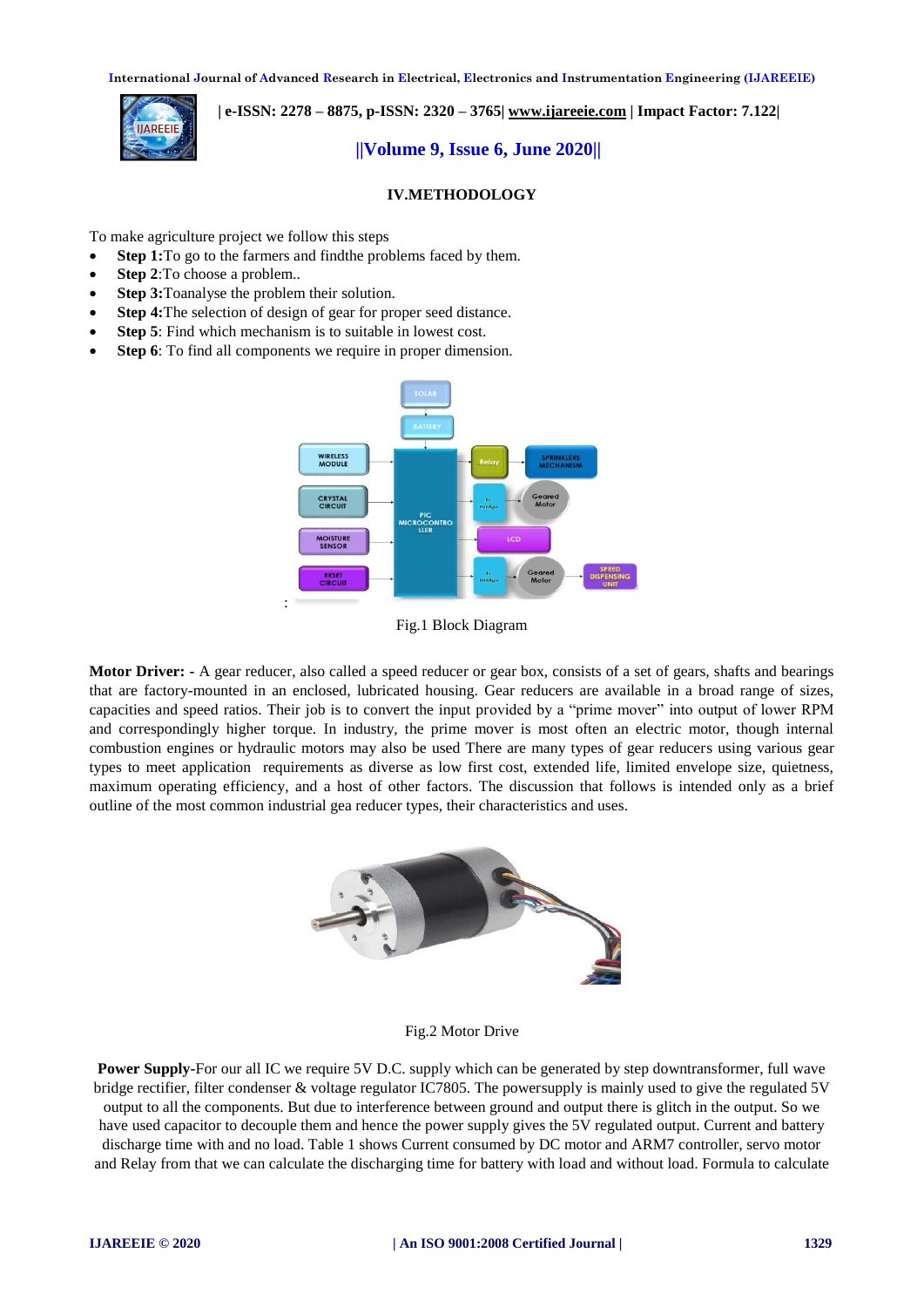## IV.METHODOLOGY

To make agriculture project we follow this steps

- **Step 1:**To go to the farmers and findthe problems faced by them.
- **Step 2**:To choose a problem..
- **Step 3:**Toanalyse the problem their solution.
- **Step 4:**The selection of design of gear for proper seed distance.
- **Step 5**: Find which mechanism is to suitable in lowest cost.
- **Step 6**: To find all components we require in proper dimension.

Fig.1 Block Diagram

**Motor Driver: -** A gear reducer, also called a speed reducer or gear box, consists of a set of gears, shafts and bearings that are factory-mounted in an enclosed, lubricated housing. Gear reducers are available in a broad range of sizes, capacities and speed ratios. Their job is to convert the input provided by a "prime mover" into output of lower RPM and correspondingly higher torque. In industry, the prime mover is most often an electric motor, though internal combustion engines or hydraulic motors may also be used There are many types of gear reducers using various gear types to meet application requirements as diverse as low first cost, extended life, limited envelope size, quietness, maximum operating efficiency, and a host of other factors. The discussion that follows is intended only as a brief outline of the most common industrial gea reducer types, their characteristics and uses.

Fig.2 Motor Drive

**Power Supply**-For our all IC we require 5V D.C. supply which can be generated by step downtransformer, full wave bridge rectifier, filter condenser & voltage regulator IC7805. The powersupply is mainly used to give the regulated 5V output to all the components. But due to interference between ground and output there is glitch in the output. So we have used capacitor to decouple them and hence the power supply gives the 5V regulated output. Current and battery discharge time with and no load. Table 1 shows Current consumed by DC motor and ARM7 controller, servo motor and Relay from that we can calculate the discharging time for battery with load and without load. Formula to calculate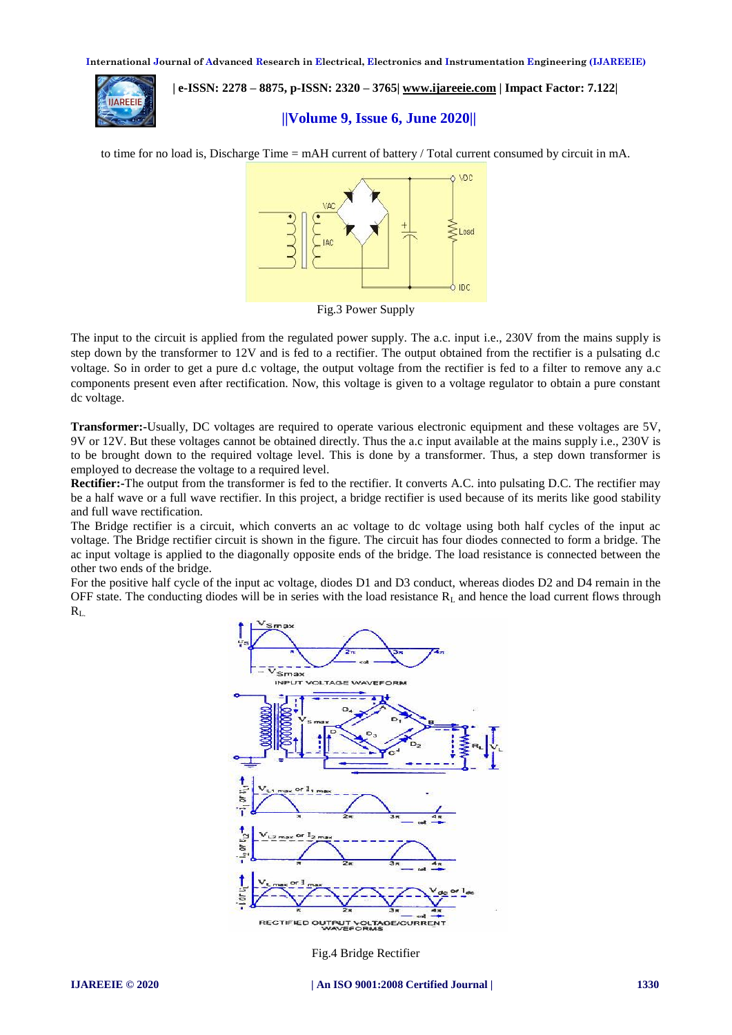to time for no load is, Discharge Time = mAH current of battery / Total current consumed by circuit in mA.

Fig.3 Power Supply

The input to the circuit is applied from the regulated power supply. The a.c. input i.e., 230V from the mains supply is step down by the transformer to 12V and is fed to a rectifier. The output obtained from the rectifier is a pulsating d.c voltage. So in order to get a pure d.c voltage, the output voltage from the rectifier is fed to a filter to remove any a.c components present even after rectification. Now, this voltage is given to a voltage regulator to obtain a pure constant dc voltage.

**Transformer:-**Usually, DC voltages are required to operate various electronic equipment and these voltages are 5V, 9V or 12V. But these voltages cannot be obtained directly. Thus the a.c input available at the mains supply i.e., 230V is to be brought down to the required voltage level. This is done by a transformer. Thus, a step down transformer is employed to decrease the voltage to a required level.

**Rectifier:-**The output from the transformer is fed to the rectifier. It converts A.C. into pulsating D.C. The rectifier may be a half wave or a full wave rectifier. In this project, a bridge rectifier is used because of its merits like good stability and full wave rectification.

The Bridge rectifier is a circuit, which converts an ac voltage to dc voltage using both half cycles of the input ac voltage. The Bridge rectifier circuit is shown in the figure. The circuit has four diodes connected to form a bridge. The ac input voltage is applied to the diagonally opposite ends of the bridge. The load resistance is connected between the other two ends of the bridge.

For the positive half cycle of the input ac voltage, diodes D1 and D3 conduct, whereas diodes D2 and D4 remain in the OFF state. The conducting diodes will be in series with the load resistance $R_L$ and hence the load current flows through $R_L$.

Fig.4 Bridge Rectifier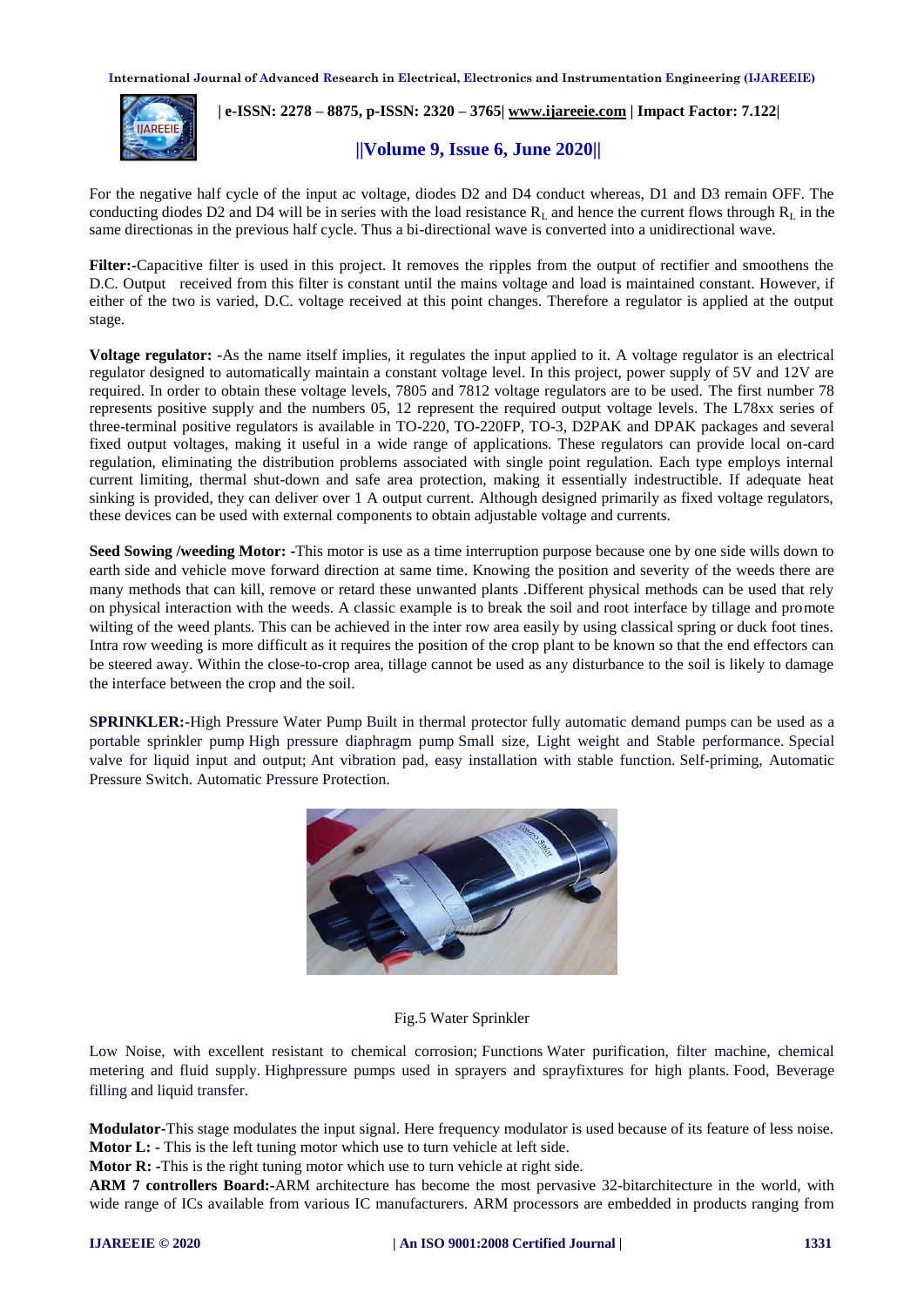For the negative half cycle of the input ac voltage, diodes D2 and D4 conduct whereas, D1 and D3 remain OFF. The conducting diodes D2 and D4 will be in series with the load resistance $R_L$ and hence the current flows through $R_L$ in the same directionas in the previous half cycle. Thus a bi-directional wave is converted into a unidirectional wave.

**Filter:-**Capacitive filter is used in this project. It removes the ripples from the output of rectifier and smoothens the D.C. Output received from this filter is constant until the mains voltage and load is maintained constant. However, if either of the two is varied, D.C. voltage received at this point changes. Therefore a regulator is applied at the output stage.

**Voltage regulator: -**As the name itself implies, it regulates the input applied to it. A voltage regulator is an electrical regulator designed to automatically maintain a constant voltage level. In this project, power supply of 5V and 12V are required. In order to obtain these voltage levels, 7805 and 7812 voltage regulators are to be used. The first number 78 represents positive supply and the numbers 05, 12 represent the required output voltage levels. The L78xx series of three-terminal positive regulators is available in TO-220, TO-220FP, TO-3, D2PAK and DPAK packages and several fixed output voltages, making it useful in a wide range of applications. These regulators can provide local on-card regulation, eliminating the distribution problems associated with single point regulation. Each type employs internal current limiting, thermal shut-down and safe area protection, making it essentially indestructible. If adequate heat sinking is provided, they can deliver over 1 A output current. Although designed primarily as fixed voltage regulators, these devices can be used with external components to obtain adjustable voltage and currents.

**Seed Sowing /weeding Motor: -**This motor is use as a time interruption purpose because one by one side wills down to earth side and vehicle move forward direction at same time. Knowing the position and severity of the weeds there are many methods that can kill, remove or retard these unwanted plants .Different physical methods can be used that rely on physical interaction with the weeds. A classic example is to break the soil and root interface by tillage and promote wilting of the weed plants. This can be achieved in the inter row area easily by using classical spring or duck foot tines. Intra row weeding is more difficult as it requires the position of the crop plant to be known so that the end effectors can be steered away. Within the close-to-crop area, tillage cannot be used as any disturbance to the soil is likely to damage the interface between the crop and the soil.

**SPRINKLER:-**High Pressure Water Pump Built in thermal protector fully automatic demand pumps can be used as a portable sprinkler pump High pressure diaphragm pump Small size, Light weight and Stable performance. Special valve for liquid input and output; Ant vibration pad, easy installation with stable function. Self-priming, Automatic Pressure Switch. Automatic Pressure Protection.

Fig.5 Water Sprinkler

Low Noise, with excellent resistant to chemical corrosion; Functions Water purification, filter machine, chemical metering and fluid supply. Highpressure pumps used in sprayers and sprayfixtures for high plants. Food, Beverage filling and liquid transfer.

**Modulator-**This stage modulates the input signal. Here frequency modulator is used because of its feature of less noise.

**Motor L: -** This is the left tuning motor which use to turn vehicle at left side.

**Motor R: -**This is the right tuning motor which use to turn vehicle at right side.

**ARM 7 controllers Board:-**ARM architecture has become the most pervasive 32-bitarchitecture in the world, with wide range of ICs available from various IC manufacturers. ARM processors are embedded in products ranging from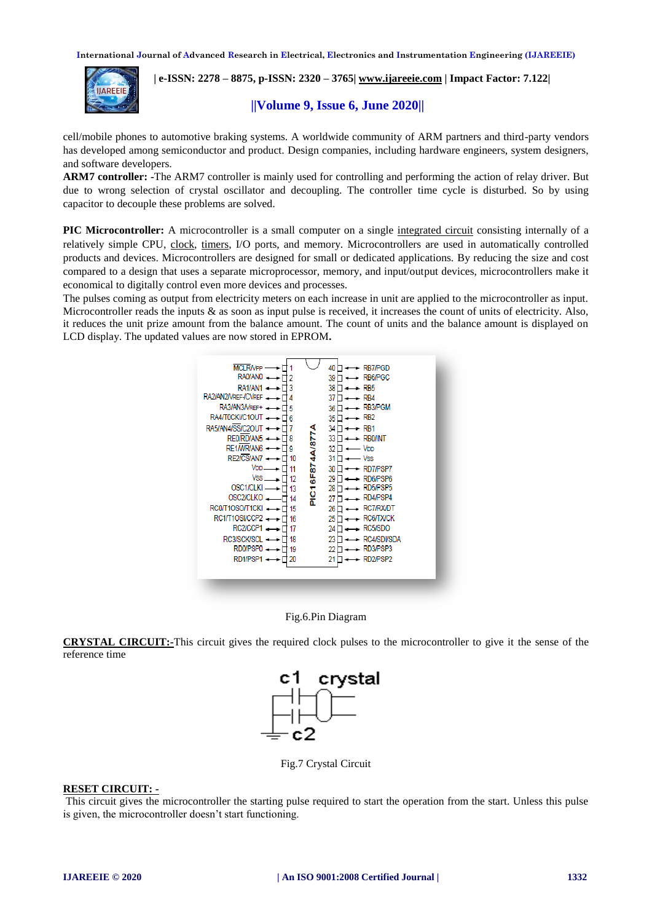cell/mobile phones to automotive braking systems. A worldwide community of ARM partners and third-party vendors has developed among semiconductor and product. Design companies, including hardware engineers, system designers, and software developers.

**ARM7 controller: -**The ARM7 controller is mainly used for controlling and performing the action of relay driver. But due to wrong selection of crystal oscillator and decoupling. The controller time cycle is disturbed. So by using capacitor to decouple these problems are solved.

**PIC Microcontroller:** A microcontroller is a small computer on a single integrated circuit consisting internally of a relatively simple CPU, clock, timers, I/O ports, and memory. Microcontrollers are used in automatically controlled products and devices. Microcontrollers are designed for small or dedicated applications. By reducing the size and cost compared to a design that uses a separate microprocessor, memory, and input/output devices, microcontrollers make it economical to digitally control even more devices and processes.

The pulses coming as output from electricity meters on each increase in unit are applied to the microcontroller as input. Microcontroller reads the inputs & as soon as input pulse is received, it increases the count of units of electricity. Also, it reduces the unit prize amount from the balance amount. The count of units and the balance amount is displayed on LCD display. The updated values are now stored in EPROM**.**

Fig.6.Pin Diagram

**CRYSTAL CIRCUIT:-**This circuit gives the required clock pulses to the microcontroller to give it the sense of the reference time

Fig.7 Crystal Circuit

**RESET CIRCUIT: -**

This circuit gives the microcontroller the starting pulse required to start the operation from the start. Unless this pulse is given, the microcontroller doesn't start functioning.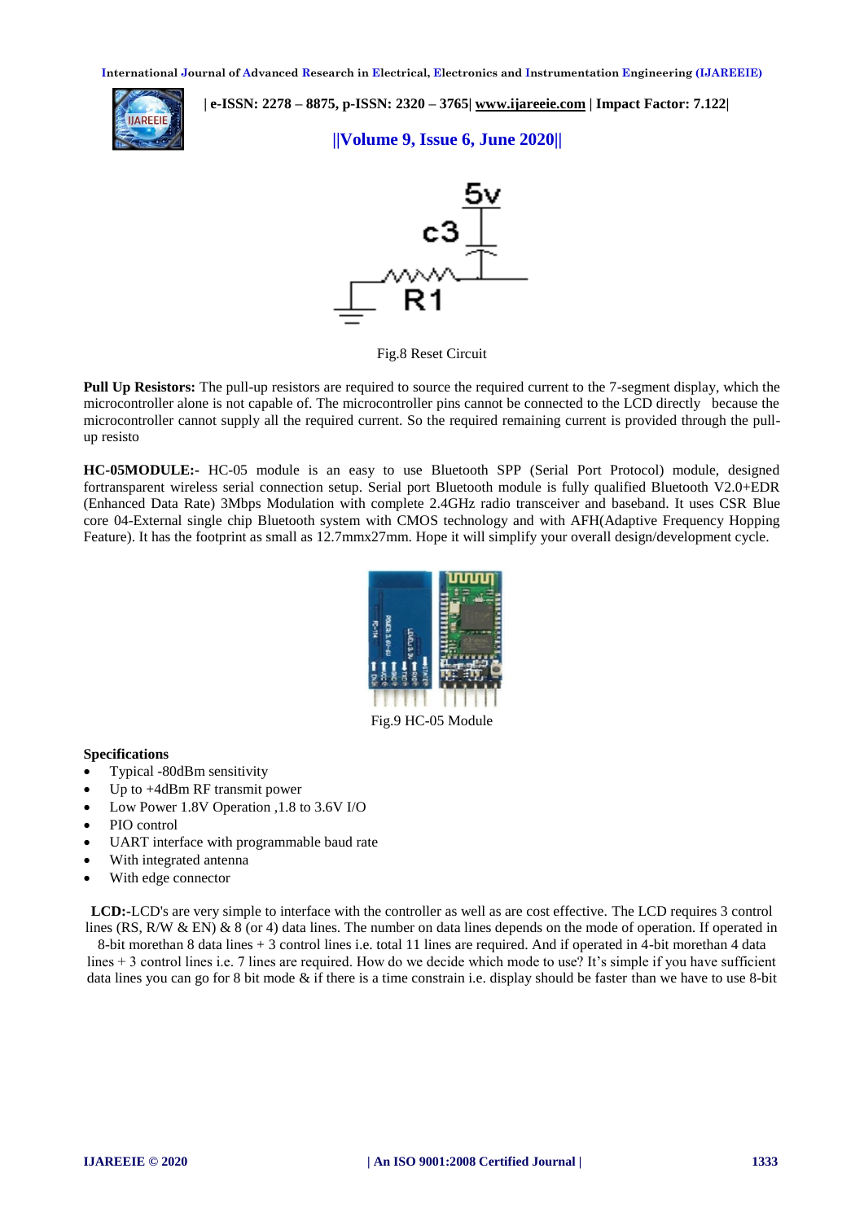Fig.8 Reset Circuit

**Pull Up Resistors:** The pull-up resistors are required to source the required current to the 7-segment display, which the microcontroller alone is not capable of. The microcontroller pins cannot be connected to the LCD directly because the microcontroller cannot supply all the required current. So the required remaining current is provided through the pull-up resisto

**HC-05MODULE:-** HC-05 module is an easy to use Bluetooth SPP (Serial Port Protocol) module, designed fortransparent wireless serial connection setup. Serial port Bluetooth module is fully qualified Bluetooth V2.0+EDR (Enhanced Data Rate) 3Mbps Modulation with complete 2.4GHz radio transceiver and baseband. It uses CSR Blue core 04-External single chip Bluetooth system with CMOS technology and with AFH(Adaptive Frequency Hopping Feature). It has the footprint as small as 12.7mmx27mm. Hope it will simplify your overall design/development cycle.

Fig.9 HC-05 Module

**Specifications**

- Typical -80dBm sensitivity
- Up to +4dBm RF transmit power
- Low Power 1.8V Operation ,1.8 to 3.6V I/O
- PIO control
- UART interface with programmable baud rate
- With integrated antenna
- With edge connector

**LCD:-**LCD's are very simple to interface with the controller as well as are cost effective. The LCD requires 3 control lines (RS, R/W & EN) & 8 (or 4) data lines. The number on data lines depends on the mode of operation. If operated in 8-bit morethan 8 data lines + 3 control lines i.e. total 11 lines are required. And if operated in 4-bit morethan 4 data lines + 3 control lines i.e. 7 lines are required. How do we decide which mode to use? It's simple if you have sufficient data lines you can go for 8 bit mode & if there is a time constrain i.e. display should be faster than we have to use 8-bit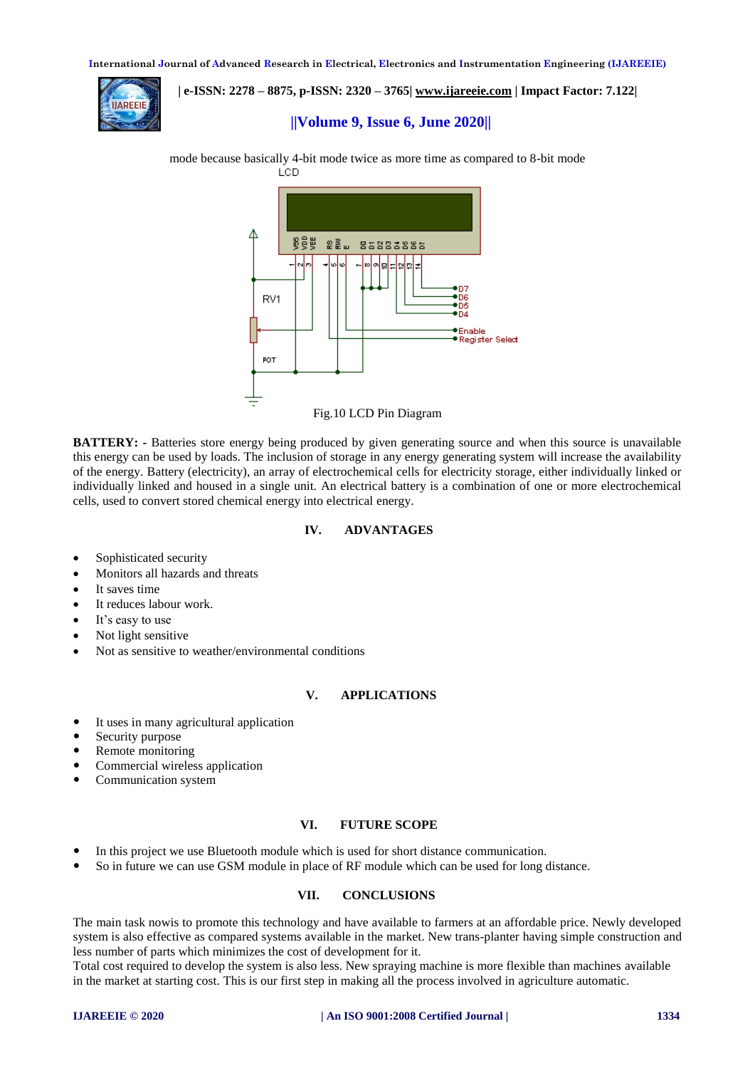mode because basically 4-bit mode twice as more time as compared to 8-bit mode

Fig.10 LCD Pin Diagram

**BATTERY: -** Batteries store energy being produced by given generating source and when this source is unavailable this energy can be used by loads. The inclusion of storage in any energy generating system will increase the availability of the energy. Battery (electricity), an array of electrochemical cells for electricity storage, either individually linked or individually linked and housed in a single unit. An electrical battery is a combination of one or more electrochemical cells, used to convert stored chemical energy into electrical energy.

## IV. ADVANTAGES

- Sophisticated security
- Monitors all hazards and threats
- It saves time
- It reduces labour work.
- It's easy to use
- Not light sensitive
- Not as sensitive to weather/environmental conditions

## V. APPLICATIONS

- It uses in many agricultural application
- Security purpose
- Remote monitoring
- Commercial wireless application
- Communication system

## VI. FUTURE SCOPE

- In this project we use Bluetooth module which is used for short distance communication.
- So in future we can use GSM module in place of RF module which can be used for long distance.

## VII. CONCLUSIONS

The main task nowis to promote this technology and have available to farmers at an affordable price. Newly developed system is also effective as compared systems available in the market. New trans-planter having simple construction and less number of parts which minimizes the cost of development for it.

Total cost required to develop the system is also less. New spraying machine is more flexible than machines available in the market at starting cost. This is our first step in making all the process involved in agriculture automatic.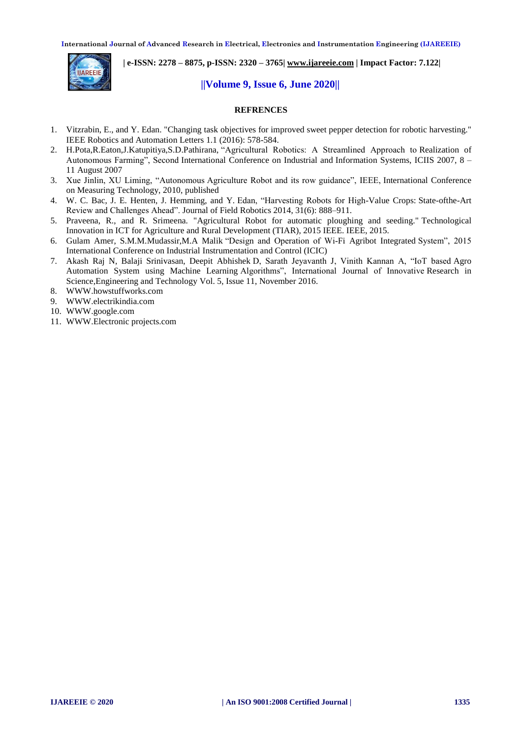## REFRENCES

1. Vitzrabin, E., and Y. Edan. "Changing task objectives for improved sweet pepper detection for robotic harvesting." IEEE Robotics and Automation Letters 1.1 (2016): 578-584.
2. H.Pota,R.Eaton,J.Katupitiya,S.D.Pathirana, "Agricultural Robotics: A Streamlined Approach to Realization of Autonomous Farming", Second International Conference on Industrial and Information Systems, ICIIS 2007, 8 – 11 August 2007
3. Xue Jinlin, XU Liming, "Autonomous Agriculture Robot and its row guidance", IEEE, International Conference on Measuring Technology, 2010, published
4. W. C. Bac, J. E. Henten, J. Hemming, and Y. Edan, "Harvesting Robots for High-Value Crops: State-ofthe-Art Review and Challenges Ahead". Journal of Field Robotics 2014, 31(6): 888–911.
5. Praveena, R., and R. Srimeena. "Agricultural Robot for automatic ploughing and seeding." Technological Innovation in ICT for Agriculture and Rural Development (TIAR), 2015 IEEE. IEEE, 2015.
6. Gulam Amer, S.M.M.Mudassir,M.A Malik "Design and Operation of Wi-Fi Agribot Integrated System", 2015 International Conference on Industrial Instrumentation and Control (ICIC)
7. Akash Raj N, Balaji Srinivasan, Deepit Abhishek D, Sarath Jeyavanth J, Vinith Kannan A, "IoT based Agro Automation System using Machine Learning Algorithms", International Journal of Innovative Research in Science,Engineering and Technology Vol. 5, Issue 11, November 2016.
8. WWW.howstuffworks.com
9. WWW.electrikindia.com
10. WWW.google.com
11. WWW.Electronic projects.com